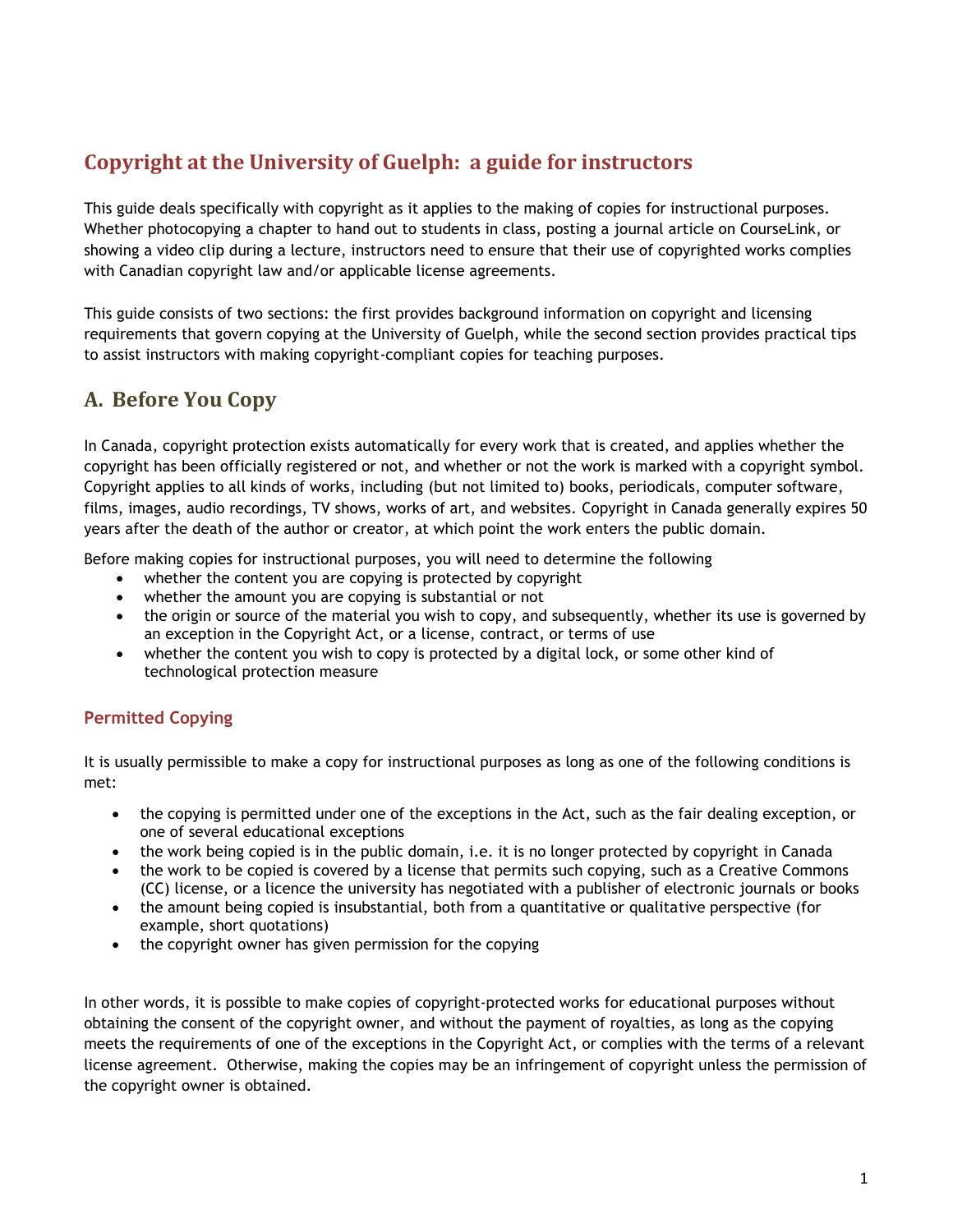# Copyright at the University of Guelph: a guide for instructors

This guide deals specifically with copyright as it applies to the making of copies for instructional purposes. Whether photocopying a chapter to hand out to students in class, posting a journal article on CourseLink, or showing a video clip during a lecture, instructors need to ensure that their use of copyrighted works complies with Canadian copyright law and/or applicable license agreements.

This guide consists of two sections: the first provides background information on copyright and licensing requirements that govern copying at the University of Guelph, while the second section provides practical tips to assist instructors with making copyright-compliant copies for teaching purposes.

## A. Before You Copy

In Canada, copyright protection exists automatically for every work that is created, and applies whether the copyright has been officially registered or not, and whether or not the work is marked with a copyright symbol. Copyright applies to all kinds of works, including (but not limited to) books, periodicals, computer software, films, images, audio recordings, TV shows, works of art, and websites. Copyright in Canada generally expires 50 years after the death of the author or creator, at which point the work enters the public domain.

Before making copies for instructional purposes, you will need to determine the following

- whether the content you are copying is protected by copyright
- whether the amount you are copying is substantial or not
- the origin or source of the material you wish to copy, and subsequently, whether its use is governed by an exception in the Copyright Act, or a license, contract, or terms of use
- whether the content you wish to copy is protected by a digital lock, or some other kind of technological protection measure

### Permitted Copying

It is usually permissible to make a copy for instructional purposes as long as one of the following conditions is met:

- the copying is permitted under one of the exceptions in the Act, such as the fair dealing exception, or one of several educational exceptions
- the work being copied is in the public domain, i.e. it is no longer protected by copyright in Canada
- the work to be copied is covered by a license that permits such copying, such as a Creative Commons (CC) license, or a licence the university has negotiated with a publisher of electronic journals or books
- the amount being copied is insubstantial, both from a quantitative or qualitative perspective (for example, short quotations)
- the copyright owner has given permission for the copying

In other words, it is possible to make copies of copyright-protected works for educational purposes without obtaining the consent of the copyright owner, and without the payment of royalties, as long as the copying meets the requirements of one of the exceptions in the Copyright Act, or complies with the terms of a relevant license agreement. Otherwise, making the copies may be an infringement of copyright unless the permission of the copyright owner is obtained.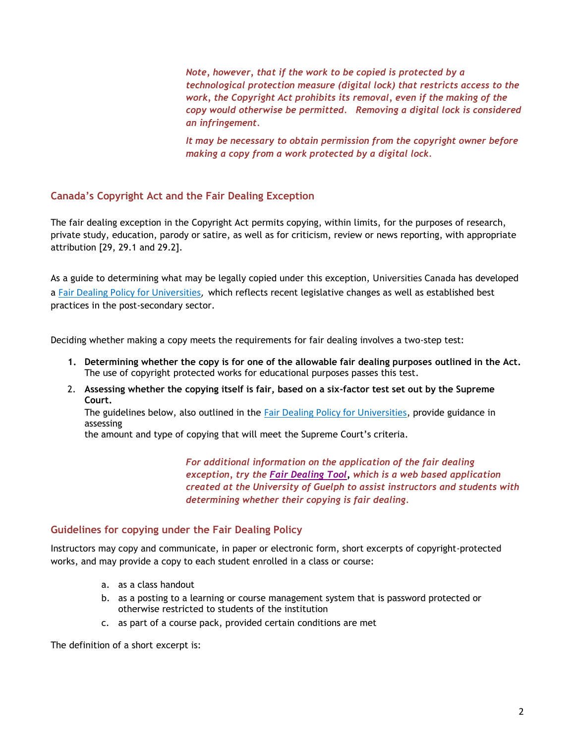*Note, however, that if the work to be copied is protected by a technological protection measure (digital lock) that restricts access to the work, the Copyright Act prohibits its removal, even if the making of the copy would otherwise be permitted. Removing a digital lock is considered an infringement.*

*It may be necessary to obtain permission from the copyright owner before making a copy from a work protected by a digital lock.*

## Canada's Copyright Act and the Fair Dealing Exception

The fair dealing exception in the Copyright Act permits copying, within limits, for the purposes of research, private study, education, parody or satire, as well as for criticism, review or news reporting, with appropriate attribution [29, 29.1 and 29.2].

As a guide to determining what may be legally copied under this exception, Universities Canada has developed a Fair Dealing Policy for Universities, which reflects recent legislative changes as well as established best practices in the post-secondary sector.

Deciding whether making a copy meets the requirements for fair dealing involves a two-step test:

1. **Determining whether the copy is for one of the allowable fair dealing purposes outlined in the Act.** The use of copyright protected works for educational purposes passes this test.
2. **Assessing whether the copying itself is fair, based on a six-factor test set out by the Supreme Court.** The guidelines below, also outlined in the Fair Dealing Policy for Universities, provide guidance in assessing the amount and type of copying that will meet the Supreme Court's criteria.

*For additional information on the application of the fair dealing exception, try the **Fair Dealing Tool**, which is a web based application created at the University of Guelph to assist instructors and students with determining whether their copying is fair dealing.*

## Guidelines for copying under the Fair Dealing Policy

Instructors may copy and communicate, in paper or electronic form, short excerpts of copyright-protected works, and may provide a copy to each student enrolled in a class or course:

a. as a class handout
b. as a posting to a learning or course management system that is password protected or otherwise restricted to students of the institution
c. as part of a course pack, provided certain conditions are met

The definition of a short excerpt is: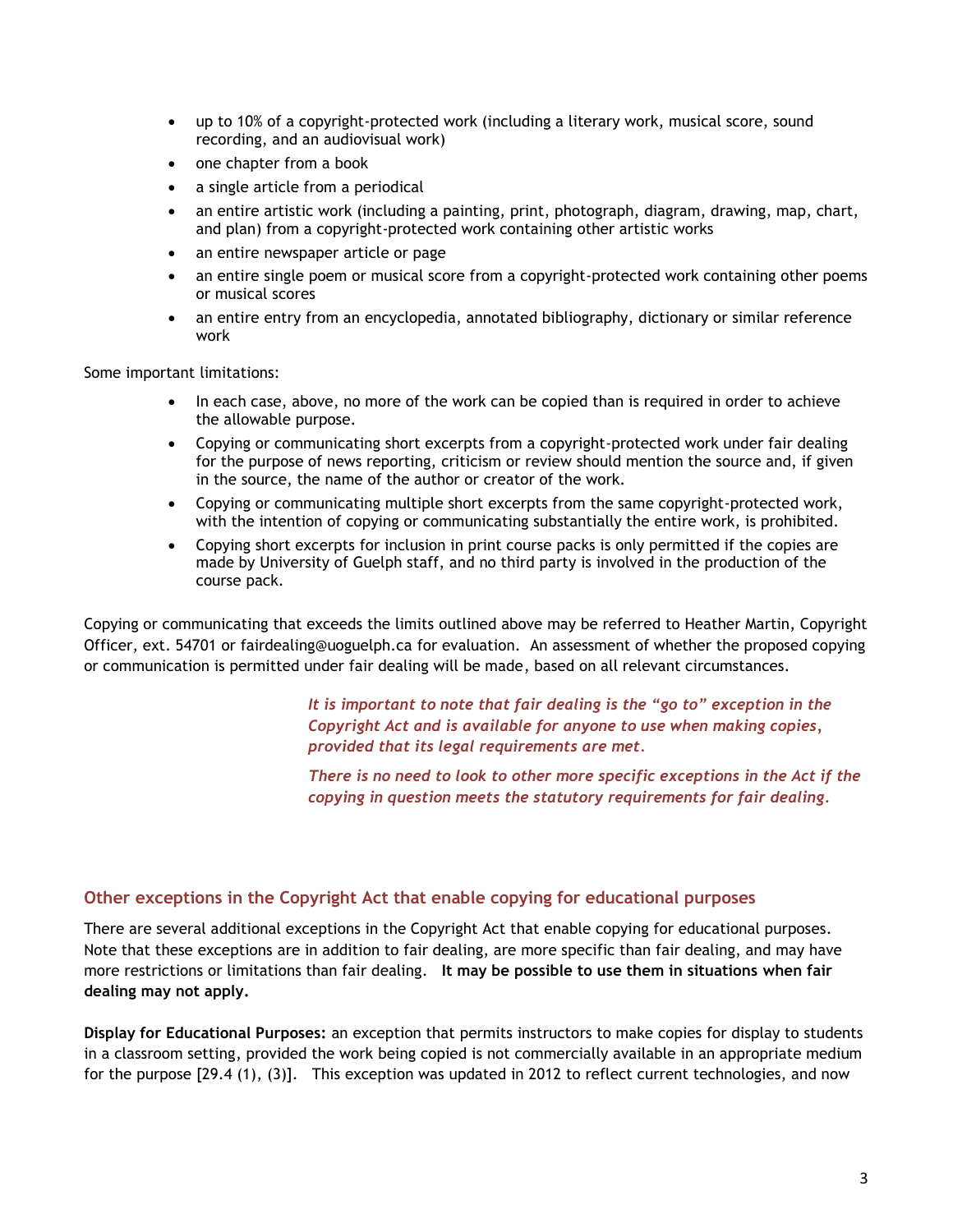- up to 10% of a copyright-protected work (including a literary work, musical score, sound recording, and an audiovisual work)
- one chapter from a book
- a single article from a periodical
- an entire artistic work (including a painting, print, photograph, diagram, drawing, map, chart, and plan) from a copyright-protected work containing other artistic works
- an entire newspaper article or page
- an entire single poem or musical score from a copyright-protected work containing other poems or musical scores
- an entire entry from an encyclopedia, annotated bibliography, dictionary or similar reference work

Some important limitations:

- In each case, above, no more of the work can be copied than is required in order to achieve the allowable purpose.
- Copying or communicating short excerpts from a copyright-protected work under fair dealing for the purpose of news reporting, criticism or review should mention the source and, if given in the source, the name of the author or creator of the work.
- Copying or communicating multiple short excerpts from the same copyright-protected work, with the intention of copying or communicating substantially the entire work, is prohibited.
- Copying short excerpts for inclusion in print course packs is only permitted if the copies are made by University of Guelph staff, and no third party is involved in the production of the course pack.

Copying or communicating that exceeds the limits outlined above may be referred to Heather Martin, Copyright Officer, ext. 54701 or fairdealing@uoguelph.ca for evaluation. An assessment of whether the proposed copying or communication is permitted under fair dealing will be made, based on all relevant circumstances.

***It is important to note that fair dealing is the "go to" exception in the Copyright Act and is available for anyone to use when making copies, provided that its legal requirements are met.***

***There is no need to look to other more specific exceptions in the Act if the copying in question meets the statutory requirements for fair dealing.***

## Other exceptions in the Copyright Act that enable copying for educational purposes

There are several additional exceptions in the Copyright Act that enable copying for educational purposes. Note that these exceptions are in addition to fair dealing, are more specific than fair dealing, and may have more restrictions or limitations than fair dealing. **It may be possible to use them in situations when fair dealing may not apply.**

**Display for Educational Purposes:** an exception that permits instructors to make copies for display to students in a classroom setting, provided the work being copied is not commercially available in an appropriate medium for the purpose [29.4 (1), (3)]. This exception was updated in 2012 to reflect current technologies, and now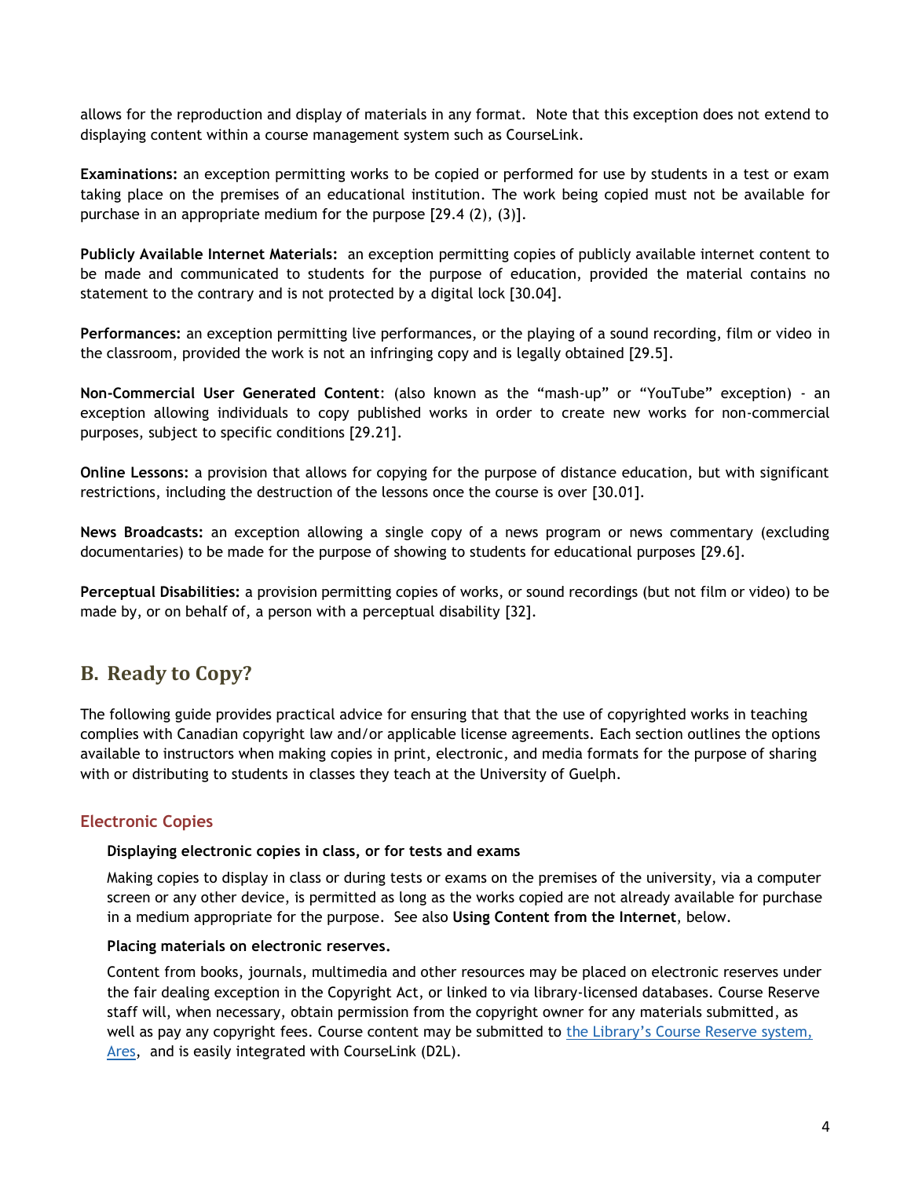allows for the reproduction and display of materials in any format. Note that this exception does not extend to displaying content within a course management system such as CourseLink.

**Examinations:** an exception permitting works to be copied or performed for use by students in a test or exam taking place on the premises of an educational institution. The work being copied must not be available for purchase in an appropriate medium for the purpose [29.4 (2), (3)].

**Publicly Available Internet Materials:** an exception permitting copies of publicly available internet content to be made and communicated to students for the purpose of education, provided the material contains no statement to the contrary and is not protected by a digital lock [30.04].

**Performances:** an exception permitting live performances, or the playing of a sound recording, film or video in the classroom, provided the work is not an infringing copy and is legally obtained [29.5].

**Non-Commercial User Generated Content**: (also known as the "mash-up" or "YouTube" exception) - an exception allowing individuals to copy published works in order to create new works for non-commercial purposes, subject to specific conditions [29.21].

**Online Lessons:** a provision that allows for copying for the purpose of distance education, but with significant restrictions, including the destruction of the lessons once the course is over [30.01].

**News Broadcasts:** an exception allowing a single copy of a news program or news commentary (excluding documentaries) to be made for the purpose of showing to students for educational purposes [29.6].

**Perceptual Disabilities:** a provision permitting copies of works, or sound recordings (but not film or video) to be made by, or on behalf of, a person with a perceptual disability [32].

## B. Ready to Copy?

The following guide provides practical advice for ensuring that that the use of copyrighted works in teaching complies with Canadian copyright law and/or applicable license agreements. Each section outlines the options available to instructors when making copies in print, electronic, and media formats for the purpose of sharing with or distributing to students in classes they teach at the University of Guelph.

### Electronic Copies

#### Displaying electronic copies in class, or for tests and exams

Making copies to display in class or during tests or exams on the premises of the university, via a computer screen or any other device, is permitted as long as the works copied are not already available for purchase in a medium appropriate for the purpose. See also **Using Content from the Internet**, below.

#### Placing materials on electronic reserves.

Content from books, journals, multimedia and other resources may be placed on electronic reserves under the fair dealing exception in the Copyright Act, or linked to via library-licensed databases. Course Reserve staff will, when necessary, obtain permission from the copyright owner for any materials submitted, as well as pay any copyright fees. Course content may be submitted to the Library's Course Reserve system, Ares, and is easily integrated with CourseLink (D2L).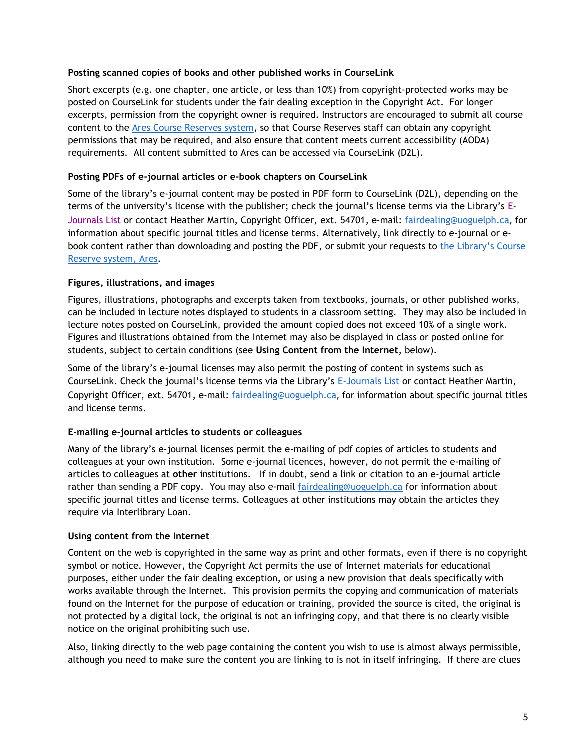**Posting scanned copies of books and other published works in CourseLink**

Short excerpts (e.g. one chapter, one article, or less than 10%) from copyright-protected works may be posted on CourseLink for students under the fair dealing exception in the Copyright Act. For longer excerpts, permission from the copyright owner is required. Instructors are encouraged to submit all course content to the Ares Course Reserves system, so that Course Reserves staff can obtain any copyright permissions that may be required, and also ensure that content meets current accessibility (AODA) requirements. All content submitted to Ares can be accessed via CourseLink (D2L).

**Posting PDFs of e-journal articles or e-book chapters on CourseLink**

Some of the library's e-journal content may be posted in PDF form to CourseLink (D2L), depending on the terms of the university's license with the publisher; check the journal's license terms via the Library's E-Journals List or contact Heather Martin, Copyright Officer, ext. 54701, e-mail: fairdealing@uoguelph.ca, for information about specific journal titles and license terms. Alternatively, link directly to e-journal or e-book content rather than downloading and posting the PDF, or submit your requests to the Library's Course Reserve system, Ares.

**Figures, illustrations, and images**

Figures, illustrations, photographs and excerpts taken from textbooks, journals, or other published works, can be included in lecture notes displayed to students in a classroom setting. They may also be included in lecture notes posted on CourseLink, provided the amount copied does not exceed 10% of a single work. Figures and illustrations obtained from the Internet may also be displayed in class or posted online for students, subject to certain conditions (see **Using Content from the Internet**, below).

Some of the library's e-journal licenses may also permit the posting of content in systems such as CourseLink. Check the journal's license terms via the Library's E-Journals List or contact Heather Martin, Copyright Officer, ext. 54701, e-mail: fairdealing@uoguelph.ca, for information about specific journal titles and license terms.

**E-mailing e-journal articles to students or colleagues**

Many of the library's e-journal licenses permit the e-mailing of pdf copies of articles to students and colleagues at your own institution. Some e-journal licences, however, do not permit the e-mailing of articles to colleagues at **other** institutions. If in doubt, send a link or citation to an e-journal article rather than sending a PDF copy. You may also e-mail fairdealing@uoguelph.ca for information about specific journal titles and license terms. Colleagues at other institutions may obtain the articles they require via Interlibrary Loan.

**Using content from the Internet**

Content on the web is copyrighted in the same way as print and other formats, even if there is no copyright symbol or notice. However, the Copyright Act permits the use of Internet materials for educational purposes, either under the fair dealing exception, or using a new provision that deals specifically with works available through the Internet. This provision permits the copying and communication of materials found on the Internet for the purpose of education or training, provided the source is cited, the original is not protected by a digital lock, the original is not an infringing copy, and that there is no clearly visible notice on the original prohibiting such use.

Also, linking directly to the web page containing the content you wish to use is almost always permissible, although you need to make sure the content you are linking to is not in itself infringing. If there are clues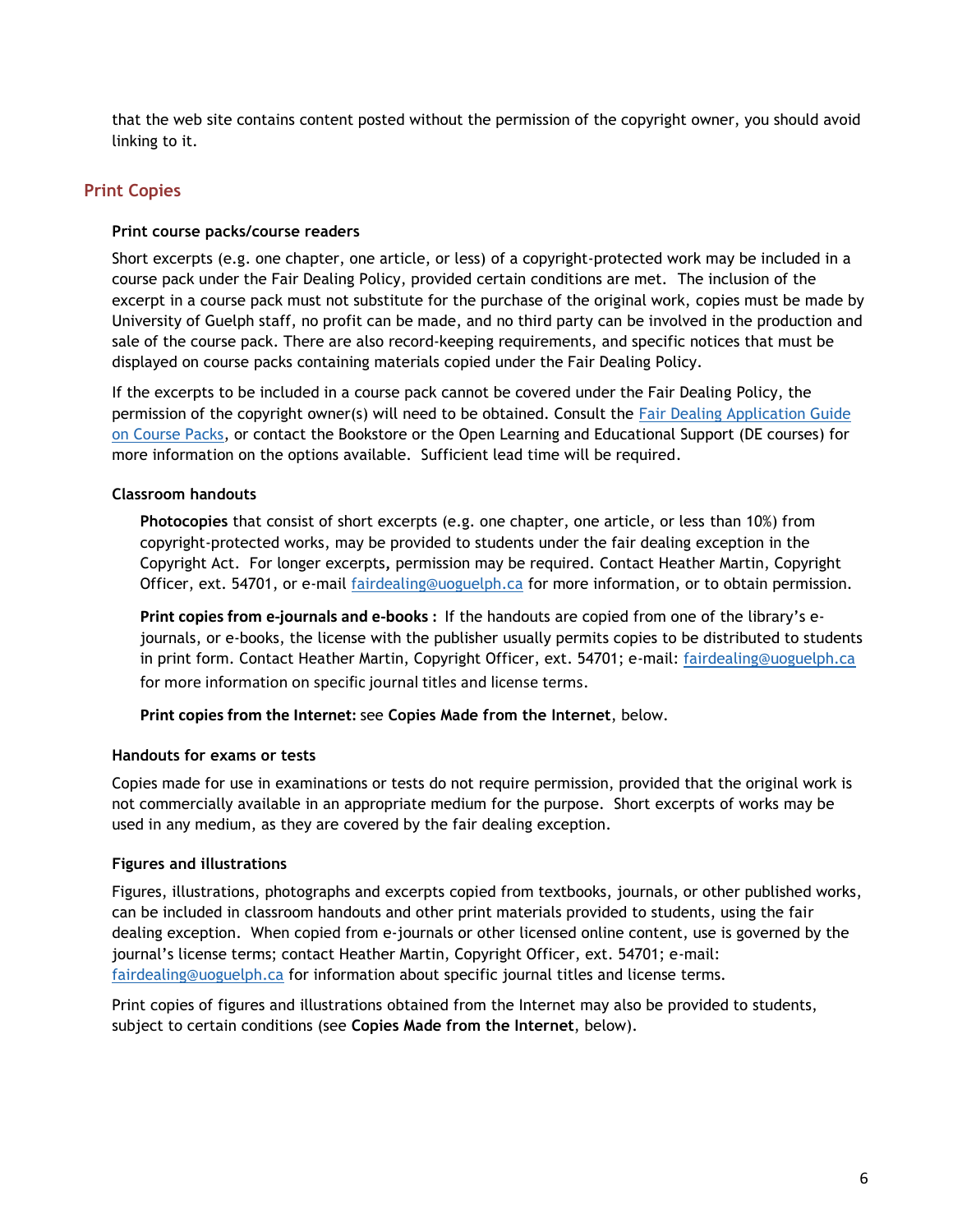that the web site contains content posted without the permission of the copyright owner, you should avoid linking to it.

## Print Copies

### Print course packs/course readers

Short excerpts (e.g. one chapter, one article, or less) of a copyright-protected work may be included in a course pack under the Fair Dealing Policy, provided certain conditions are met. The inclusion of the excerpt in a course pack must not substitute for the purchase of the original work, copies must be made by University of Guelph staff, no profit can be made, and no third party can be involved in the production and sale of the course pack. There are also record-keeping requirements, and specific notices that must be displayed on course packs containing materials copied under the Fair Dealing Policy.

If the excerpts to be included in a course pack cannot be covered under the Fair Dealing Policy, the permission of the copyright owner(s) will need to be obtained. Consult the Fair Dealing Application Guide on Course Packs, or contact the Bookstore or the Open Learning and Educational Support (DE courses) for more information on the options available. Sufficient lead time will be required.

### Classroom handouts

**Photocopies** that consist of short excerpts (e.g. one chapter, one article, or less than 10%) from copyright-protected works, may be provided to students under the fair dealing exception in the Copyright Act. For longer excerpts**,** permission may be required. Contact Heather Martin, Copyright Officer, ext. 54701, or e-mail fairdealing@uoguelph.ca for more information, or to obtain permission.

**Print copies from e-journals and e-books :** If the handouts are copied from one of the library's e-journals, or e-books, the license with the publisher usually permits copies to be distributed to students in print form. Contact Heather Martin, Copyright Officer, ext. 54701; e-mail: fairdealing@uoguelph.ca for more information on specific journal titles and license terms.

**Print copies from the Internet:** see **Copies Made from the Internet**, below.

### Handouts for exams or tests

Copies made for use in examinations or tests do not require permission, provided that the original work is not commercially available in an appropriate medium for the purpose. Short excerpts of works may be used in any medium, as they are covered by the fair dealing exception.

### Figures and illustrations

Figures, illustrations, photographs and excerpts copied from textbooks, journals, or other published works, can be included in classroom handouts and other print materials provided to students, using the fair dealing exception. When copied from e-journals or other licensed online content, use is governed by the journal's license terms; contact Heather Martin, Copyright Officer, ext. 54701; e-mail: fairdealing@uoguelph.ca for information about specific journal titles and license terms.

Print copies of figures and illustrations obtained from the Internet may also be provided to students, subject to certain conditions (see **Copies Made from the Internet**, below).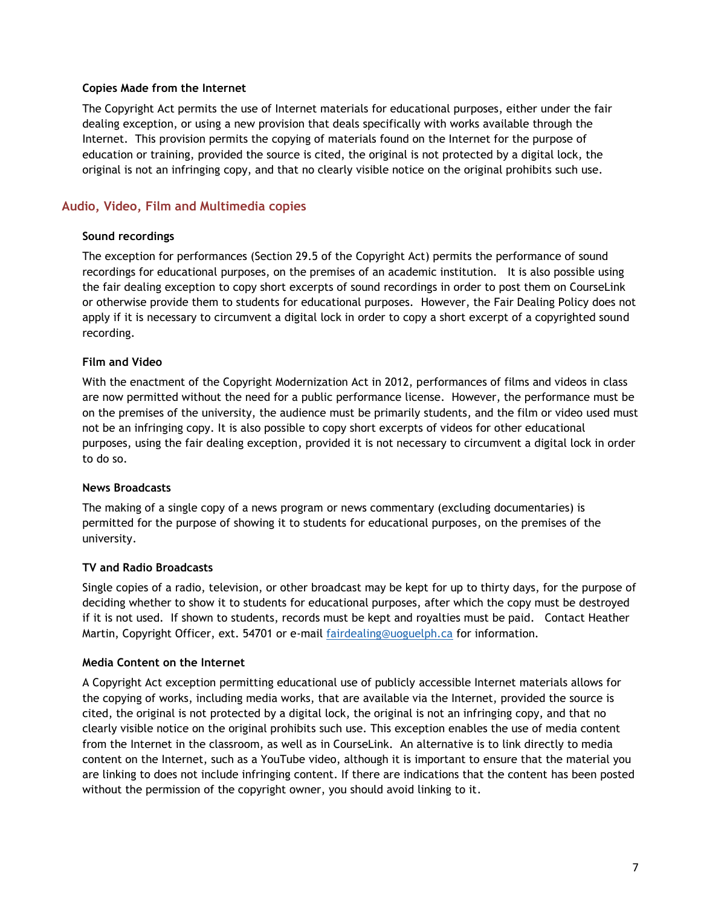#### Copies Made from the Internet

The Copyright Act permits the use of Internet materials for educational purposes, either under the fair dealing exception, or using a new provision that deals specifically with works available through the Internet. This provision permits the copying of materials found on the Internet for the purpose of education or training, provided the source is cited, the original is not protected by a digital lock, the original is not an infringing copy, and that no clearly visible notice on the original prohibits such use.

### Audio, Video, Film and Multimedia copies

#### Sound recordings

The exception for performances (Section 29.5 of the Copyright Act) permits the performance of sound recordings for educational purposes, on the premises of an academic institution. It is also possible using the fair dealing exception to copy short excerpts of sound recordings in order to post them on CourseLink or otherwise provide them to students for educational purposes. However, the Fair Dealing Policy does not apply if it is necessary to circumvent a digital lock in order to copy a short excerpt of a copyrighted sound recording.

#### Film and Video

With the enactment of the Copyright Modernization Act in 2012, performances of films and videos in class are now permitted without the need for a public performance license. However, the performance must be on the premises of the university, the audience must be primarily students, and the film or video used must not be an infringing copy. It is also possible to copy short excerpts of videos for other educational purposes, using the fair dealing exception, provided it is not necessary to circumvent a digital lock in order to do so.

#### News Broadcasts

The making of a single copy of a news program or news commentary (excluding documentaries) is permitted for the purpose of showing it to students for educational purposes, on the premises of the university.

#### TV and Radio Broadcasts

Single copies of a radio, television, or other broadcast may be kept for up to thirty days, for the purpose of deciding whether to show it to students for educational purposes, after which the copy must be destroyed if it is not used. If shown to students, records must be kept and royalties must be paid. Contact Heather Martin, Copyright Officer, ext. 54701 or e-mail fairdealing@uoguelph.ca for information.

#### Media Content on the Internet

A Copyright Act exception permitting educational use of publicly accessible Internet materials allows for the copying of works, including media works, that are available via the Internet, provided the source is cited, the original is not protected by a digital lock, the original is not an infringing copy, and that no clearly visible notice on the original prohibits such use. This exception enables the use of media content from the Internet in the classroom, as well as in CourseLink. An alternative is to link directly to media content on the Internet, such as a YouTube video, although it is important to ensure that the material you are linking to does not include infringing content. If there are indications that the content has been posted without the permission of the copyright owner, you should avoid linking to it.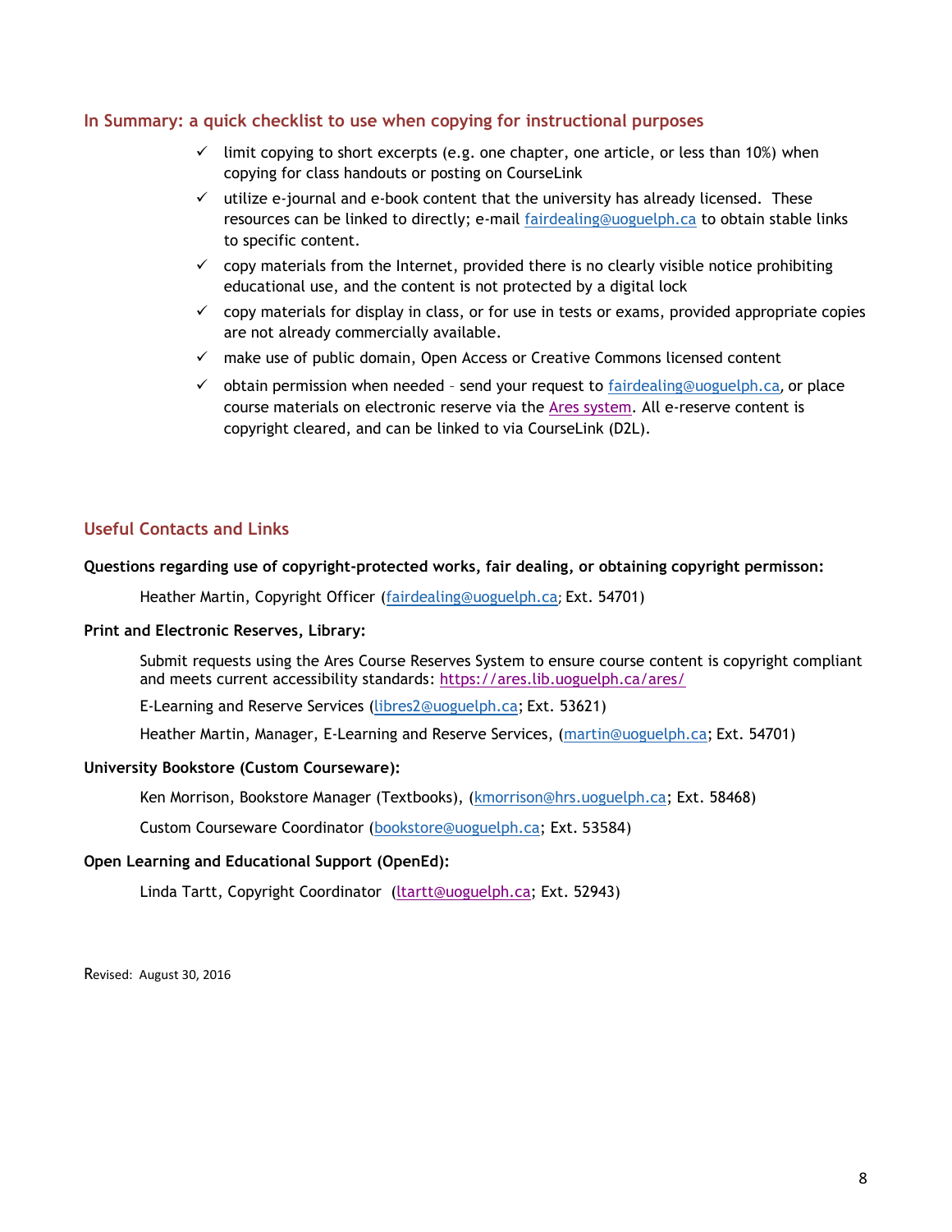## In Summary: a quick checklist to use when copying for instructional purposes

- ✓ limit copying to short excerpts (e.g. one chapter, one article, or less than 10%) when copying for class handouts or posting on CourseLink
- ✓ utilize e-journal and e-book content that the university has already licensed. These resources can be linked to directly; e-mail fairdealing@uoguelph.ca to obtain stable links to specific content.
- ✓ copy materials from the Internet, provided there is no clearly visible notice prohibiting educational use, and the content is not protected by a digital lock
- ✓ copy materials for display in class, or for use in tests or exams, provided appropriate copies are not already commercially available.
- ✓ make use of public domain, Open Access or Creative Commons licensed content
- ✓ obtain permission when needed – send your request to fairdealing@uoguelph.ca, or place course materials on electronic reserve via the Ares system. All e-reserve content is copyright cleared, and can be linked to via CourseLink (D2L).

## Useful Contacts and Links

**Questions regarding use of copyright-protected works, fair dealing, or obtaining copyright permisson:**

Heather Martin, Copyright Officer (fairdealing@uoguelph.ca; Ext. 54701)

**Print and Electronic Reserves, Library:**

Submit requests using the Ares Course Reserves System to ensure course content is copyright compliant and meets current accessibility standards: https://ares.lib.uoguelph.ca/ares/

E-Learning and Reserve Services (libres2@uoguelph.ca; Ext. 53621)

Heather Martin, Manager, E-Learning and Reserve Services, (martin@uoguelph.ca; Ext. 54701)

**University Bookstore (Custom Courseware):**

Ken Morrison, Bookstore Manager (Textbooks), (kmorrison@hrs.uoguelph.ca; Ext. 58468)

Custom Courseware Coordinator (bookstore@uoguelph.ca; Ext. 53584)

**Open Learning and Educational Support (OpenEd):**

Linda Tartt, Copyright Coordinator (ltartt@uoguelph.ca; Ext. 52943)

Revised: August 30, 2016